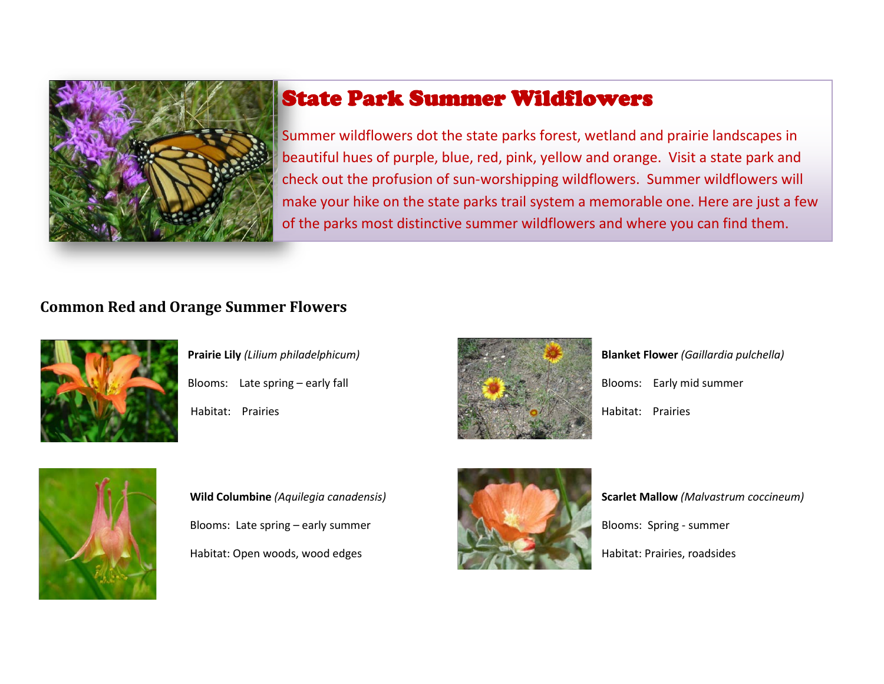# State Park Summer Wildflowers

Summer wildflowers dot the state parks forest, wetland and prairie landscapes in beautiful hues of purple, blue, red, pink, yellow and orange. Visit a state park and check out the profusion of sun-worshipping wildflowers. Summer wildflowers will make your hike on the state parks trail system a memorable one. Here are just a few of the parks most distinctive summer wildflowers and where you can find them.

## Common Red and Orange Summer Flowers

**Prairie Lily** *(Lilium philadelphicum)*

Blooms: Late spring – early fall

Habitat: Prairies

**Blanket Flower** *(Gaillardia pulchella)*

Blooms: Early mid summer

Habitat: Prairies

**Wild Columbine** *(Aquilegia canadensis)*

Blooms: Late spring – early summer

Habitat: Open woods, wood edges

**Scarlet Mallow** *(Malvastrum coccineum)*

Blooms: Spring - summer

Habitat: Prairies, roadsides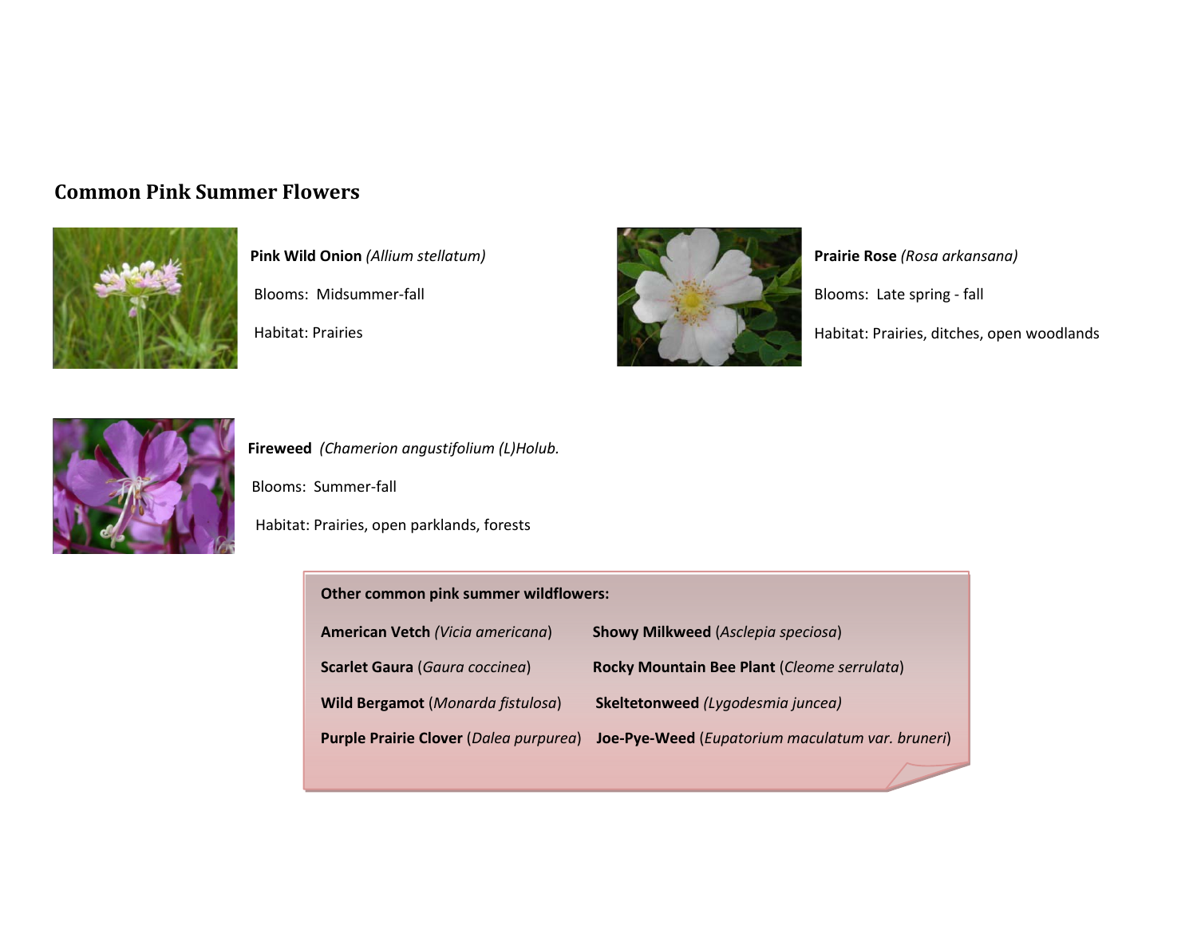## Common Pink Summer Flowers

**Pink Wild Onion** *(Allium stellatum)*

Blooms: Midsummer-fall

Habitat: Prairies

**Prairie Rose** *(Rosa arkansana)*

Blooms: Late spring - fall

Habitat: Prairies, ditches, open woodlands

**Fireweed** *(Chamerion angustifolium (L)Holub.*

Blooms: Summer-fall

Habitat: Prairies, open parklands, forests

**Other common pink summer wildflowers:**

| | |
|---|---|
| **American Vetch** (*Vicia americana*) | **Showy Milkweed** (*Asclepia speciosa*) |
| **Scarlet Gaura** (*Gaura coccinea*) | **Rocky Mountain Bee Plant** (*Cleome serrulata*) |
| **Wild Bergamot** (*Monarda fistulosa*) | **Skeltetonweed** *(Lygodesmia juncea)* |
| **Purple Prairie Clover** (*Dalea purpurea*) | **Joe-Pye-Weed** (*Eupatorium maculatum var. bruneri*) |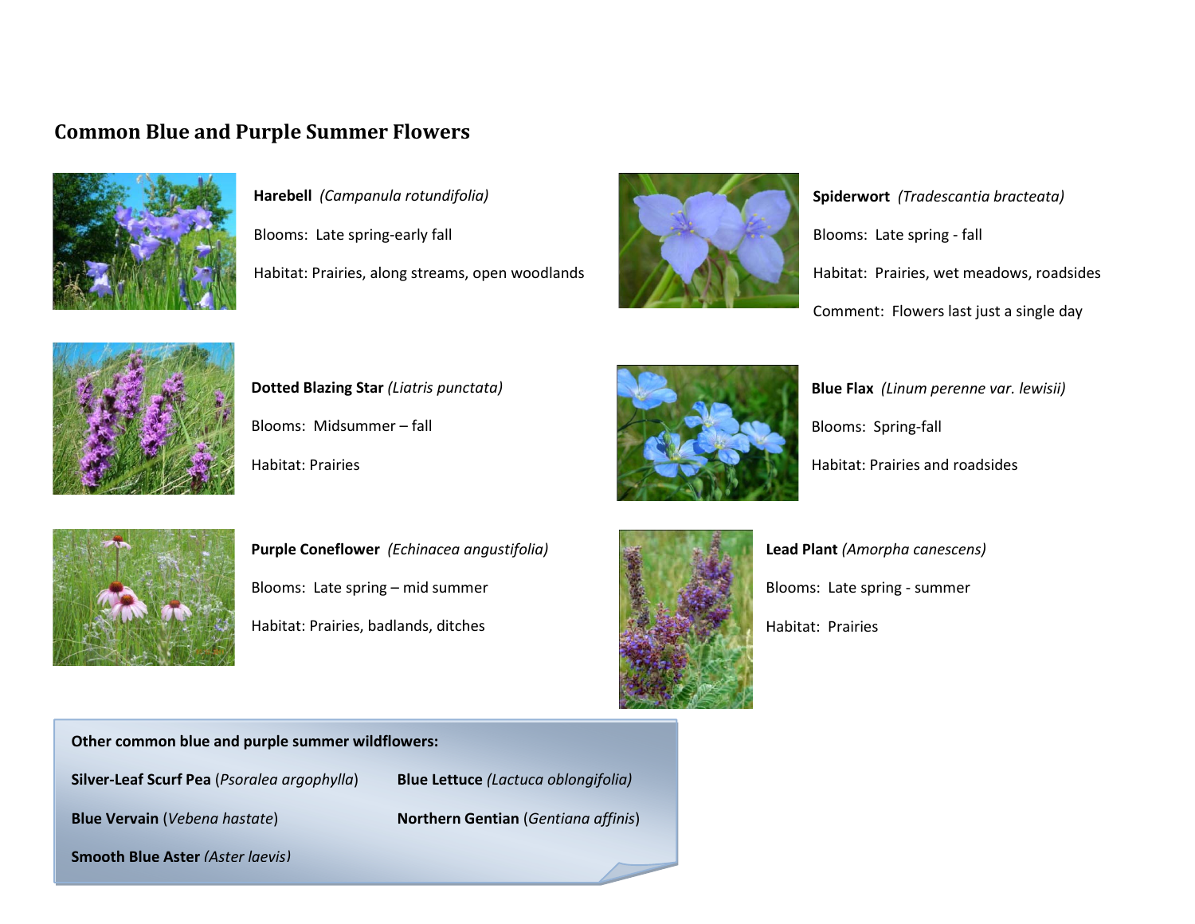## Common Blue and Purple Summer Flowers

**Harebell** *(Campanula rotundifolia)*

Blooms: Late spring-early fall

Habitat: Prairies, along streams, open woodlands

**Spiderwort** *(Tradescantia bracteata)*

Blooms: Late spring - fall

Habitat: Prairies, wet meadows, roadsides

Comment: Flowers last just a single day

**Dotted Blazing Star** *(Liatris punctata)*

Blooms: Midsummer – fall

Habitat: Prairies

**Blue Flax** *(Linum perenne var. lewisii)*

Blooms: Spring-fall

Habitat: Prairies and roadsides

**Purple Coneflower** *(Echinacea angustifolia)*

Blooms: Late spring – mid summer

Habitat: Prairies, badlands, ditches

**Lead Plant** *(Amorpha canescens)*

Blooms: Late spring - summer

Habitat: Prairies

**Other common blue and purple summer wildflowers:**

**Silver-Leaf Scurf Pea** (*Psoralea argophylla*)

**Blue Lettuce** *(Lactuca oblongifolia)*

**Blue Vervain** (*Vebena hastate*)

**Northern Gentian** (*Gentiana affinis*)

**Smooth Blue Aster** *(Aster laevis)*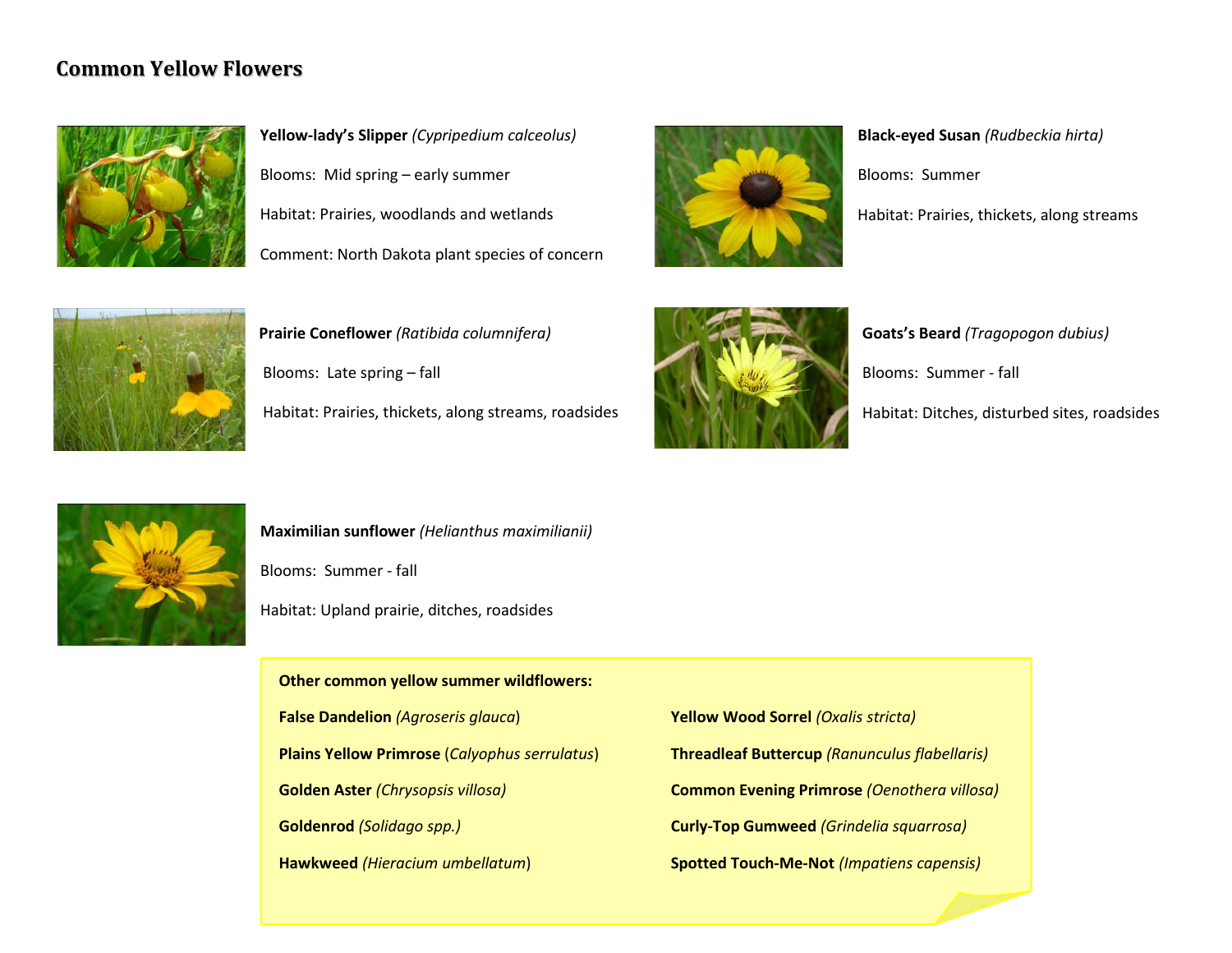# Common Yellow Flowers

**Yellow-lady's Slipper** *(Cypripedium calceolus)*

Blooms: Mid spring – early summer

Habitat: Prairies, woodlands and wetlands

Comment: North Dakota plant species of concern

**Black-eyed Susan** *(Rudbeckia hirta)*

Blooms: Summer

Habitat: Prairies, thickets, along streams

**Prairie Coneflower** *(Ratibida columnifera)*

Blooms: Late spring – fall

Habitat: Prairies, thickets, along streams, roadsides

**Goats's Beard** *(Tragopogon dubius)*

Blooms: Summer - fall

Habitat: Ditches, disturbed sites, roadsides

**Maximilian sunflower** *(Helianthus maximilianii)*

Blooms: Summer - fall

Habitat: Upland prairie, ditches, roadsides

**Other common yellow summer wildflowers:**

- **False Dandelion** *(Agroseris glauca)*
- **Plains Yellow Primrose** (*Calyophus serrulatus*)
- **Golden Aster** *(Chrysopsis villosa)*
- **Goldenrod** *(Solidago spp.)*
- **Hawkweed** *(Hieracium umbellatum)*
- **Yellow Wood Sorrel** *(Oxalis stricta)*
- **Threadleaf Buttercup** *(Ranunculus flabellaris)*
- **Common Evening Primrose** *(Oenothera villosa)*
- **Curly-Top Gumweed** *(Grindelia squarrosa)*
- **Spotted Touch-Me-Not** *(Impatiens capensis)*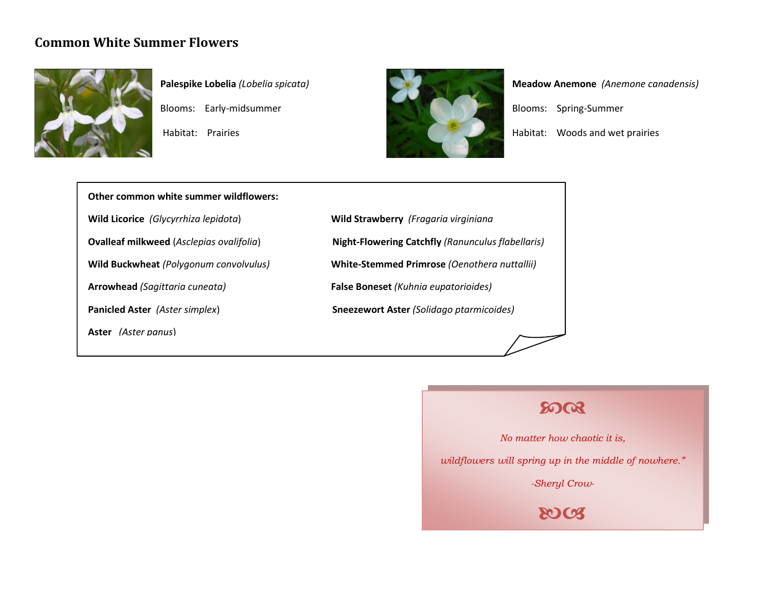## Common White Summer Flowers

**Palespike Lobelia** *(Lobelia spicata)*

Blooms: Early-midsummer

Habitat: Prairies

**Meadow Anemone** *(Anemone canadensis)*

Blooms: Spring-Summer

Habitat: Woods and wet prairies

**Other common white summer wildflowers:**

**Wild Licorice** *(Glycyrrhiza lepidota)*

**Ovalleaf milkweed** (*Asclepias ovalifolia*)

**Wild Buckwheat** *(Polygonum convolvulus)*

**Arrowhead** *(Sagittaria cuneata)*

**Panicled Aster** *(Aster simplex)*

**Aster** *(Aster panus)*

**Wild Strawberry** *(Fragaria virginiana*

**Night-Flowering Catchfly** *(Ranunculus flabellaris)*

**White-Stemmed Primrose** *(Oenothera nuttallii)*

**False Boneset** *(Kuhnia eupatorioides)*

**Sneezewort Aster** *(Solidago ptarmicoides)*

*No matter how chaotic it is,*

*wildflowers will spring up in the middle of nowhere."*

*-Sheryl Crow-*